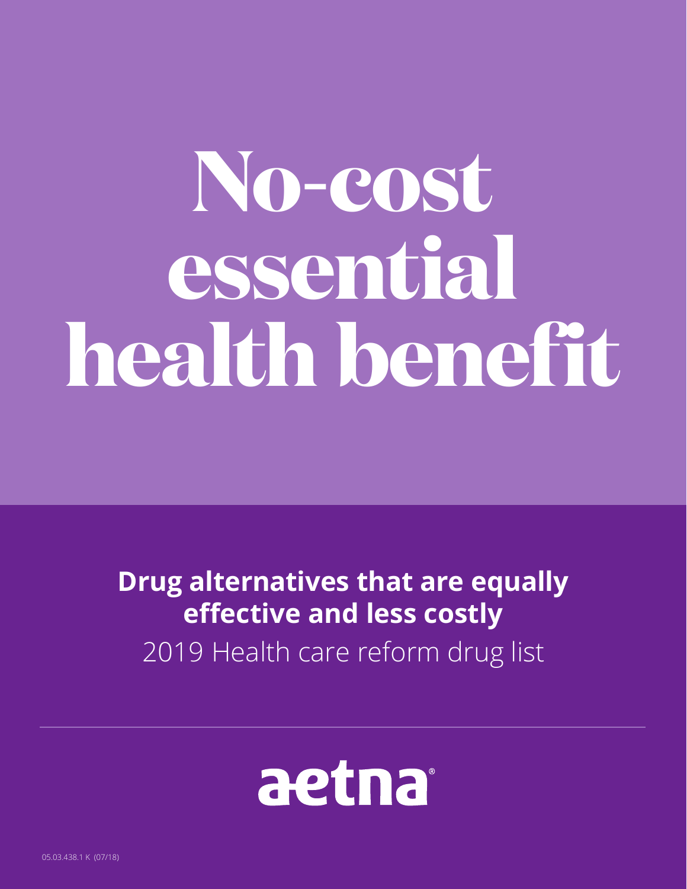# No-cost essential health benefit

**Drug alternatives that are equally effective and less costly**

2019 Health care reform drug list

aetna®

05.03.438.1 K (07/18)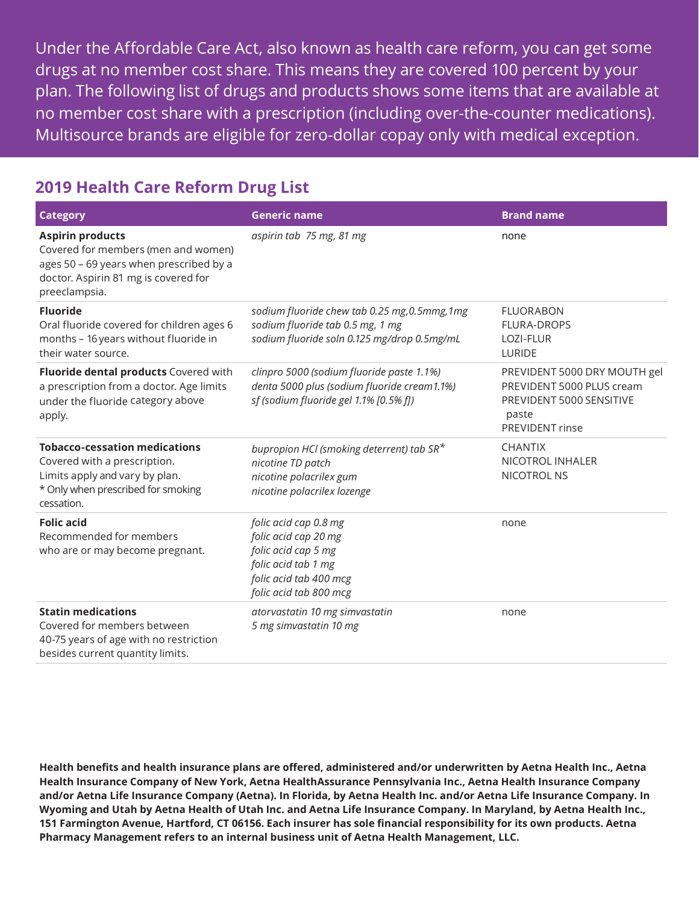Under the Affordable Care Act, also known as health care reform, you can get some drugs at no member cost share. This means they are covered 100 percent by your plan. The following list of drugs and products shows some items that are available at no member cost share with a prescription (including over-the-counter medications). Multisource brands are eligible for zero-dollar copay only with medical exception.

## 2019 Health Care Reform Drug List

| Category | Generic name | Brand name |
|---|---|---|
| **Aspirin products**<br>Covered for members (men and women) ages 50 – 69 years when prescribed by a doctor. Aspirin 81 mg is covered for preeclampsia. | *aspirin tab 75 mg, 81 mg* | none |
| **Fluoride**<br>Oral fluoride covered for children ages 6 months – 16 years without fluoride in their water source. | *sodium fluoride chew tab 0.25 mg,0.5mmg,1mg*<br>*sodium fluoride tab 0.5 mg, 1 mg*<br>*sodium fluoride soln 0.125 mg/drop 0.5mg/mL* | FLUORABON<br>FLURA-DROPS<br>LOZI-FLUR<br>LURIDE |
| **Fluoride dental products** Covered with a prescription from a doctor. Age limits under the fluoride category above apply. | *clinpro 5000 (sodium fluoride paste 1.1%)*<br>*denta 5000 plus (sodium fluoride cream1.1%)*<br>*sf (sodium fluoride gel 1.1% [0.5% f])* | PREVIDENT 5000 DRY MOUTH gel<br>PREVIDENT 5000 PLUS cream<br>PREVIDENT 5000 SENSITIVE paste<br>PREVIDENT rinse |
| **Tobacco-cessation medications**<br>Covered with a prescription. Limits apply and vary by plan.<br>* Only when prescribed for smoking cessation. | *bupropion HCl (smoking deterrent) tab SR**<br>*nicotine TD patch*<br>*nicotine polacrilex gum*<br>*nicotine polacrilex lozenge* | CHANTIX<br>NICOTROL INHALER<br>NICOTROL NS |
| **Folic acid**<br>Recommended for members who are or may become pregnant. | *folic acid cap 0.8 mg*<br>*folic acid cap 20 mg*<br>*folic acid cap 5 mg*<br>*folic acid tab 1 mg*<br>*folic acid tab 400 mcg*<br>*folic acid tab 800 mcg* | none |
| **Statin medications**<br>Covered for members between 40-75 years of age with no restriction besides current quantity limits. | *atorvastatin 10 mg simvastatin 5 mg simvastatin 10 mg* | none |

**Health benefits and health insurance plans are offered, administered and/or underwritten by Aetna Health Inc., Aetna Health Insurance Company of New York, Aetna HealthAssurance Pennsylvania Inc., Aetna Health Insurance Company and/or Aetna Life Insurance Company (Aetna). In Florida, by Aetna Health Inc. and/or Aetna Life Insurance Company. In Wyoming and Utah by Aetna Health of Utah Inc. and Aetna Life Insurance Company. In Maryland, by Aetna Health Inc., 151 Farmington Avenue, Hartford, CT 06156. Each insurer has sole financial responsibility for its own products. Aetna Pharmacy Management refers to an internal business unit of Aetna Health Management, LLC.**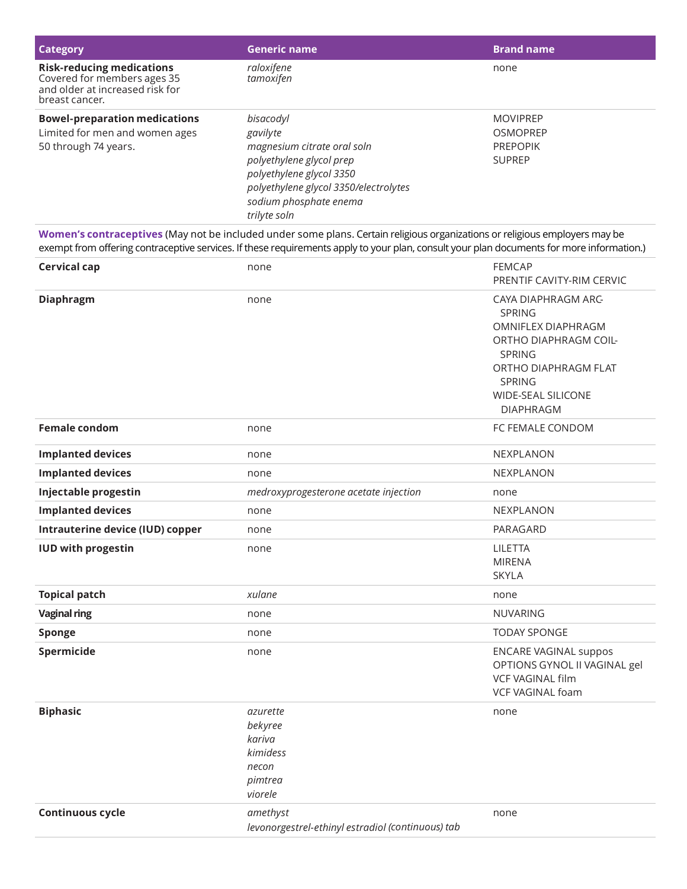| Category | Generic name | Brand name |
| --- | --- | --- |
| **Risk-reducing medications** Covered for members ages 35 and older at increased risk for breast cancer. | *raloxifene*<br>*tamoxifen* | none |
| **Bowel-preparation medications** Limited for men and women ages 50 through 74 years. | *bisacodyl*<br>*gavilyte*<br>*magnesium citrate oral soln*<br>*polyethylene glycol prep*<br>*polyethylene glycol 3350*<br>*polyethylene glycol 3350/electrolytes*<br>*sodium phosphate enema*<br>*trilyte soln* | MOVIPREP<br>OSMOPREP<br>PREPOPIK<br>SUPREP |
| **Women's contraceptives** (May not be included under some plans. Certain religious organizations or religious employers may be exempt from offering contraceptive services. If these requirements apply to your plan, consult your plan documents for more information.) | | |
| **Cervical cap** | none | FEMCAP<br>PRENTIF CAVITY-RIM CERVIC |
| **Diaphragm** | none | CAYA DIAPHRAGM ARC-SPRING<br>OMNIFLEX DIAPHRAGM<br>ORTHO DIAPHRAGM COIL-SPRING<br>ORTHO DIAPHRAGM FLAT SPRING<br>WIDE-SEAL SILICONE DIAPHRAGM |
| **Female condom** | none | FC FEMALE CONDOM |
| **Implanted devices** | none | NEXPLANON |
| **Implanted devices** | none | NEXPLANON |
| **Injectable progestin** | *medroxyprogesterone acetate injection* | none |
| **Implanted devices** | none | NEXPLANON |
| **Intrauterine device (IUD) copper** | none | PARAGARD |
| **IUD with progestin** | none | LILETTA<br>MIRENA<br>SKYLA |
| **Topical patch** | *xulane* | none |
| **Vaginal ring** | none | NUVARING |
| **Sponge** | none | TODAY SPONGE |
| **Spermicide** | none | ENCARE VAGINAL suppos<br>OPTIONS GYNOL II VAGINAL gel<br>VCF VAGINAL film<br>VCF VAGINAL foam |
| **Biphasic** | *azurette*<br>*bekyree*<br>*kariva*<br>*kimidess*<br>*necon*<br>*pimtrea*<br>*viorele* | none |
| **Continuous cycle** | *amethyst*<br>*levonorgestrel-ethinyl estradiol (continuous) tab* | none |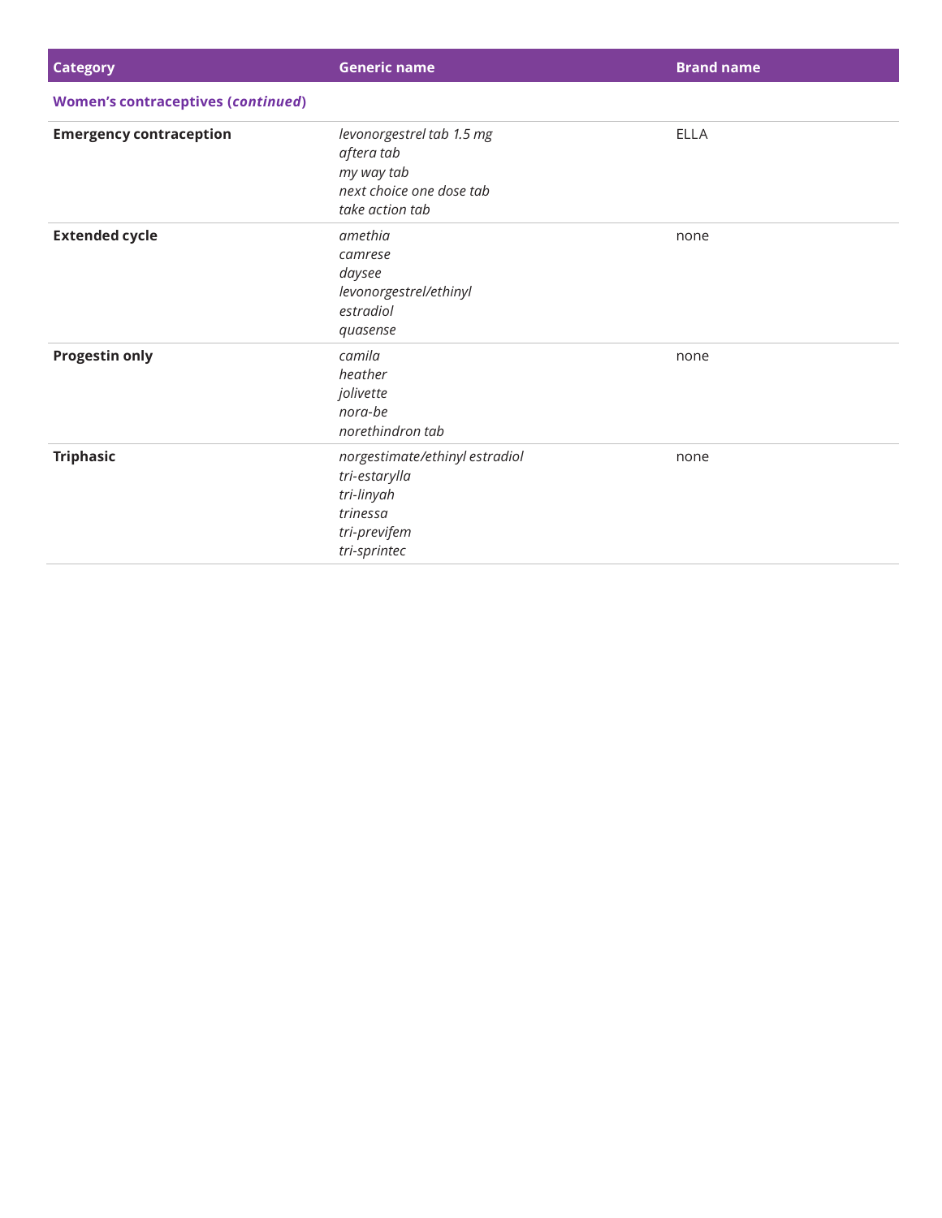| Category | Generic name | Brand name |
| --- | --- | --- |
| **Women's contraceptives (*continued*)** | | |
| **Emergency contraception** | *levonorgestrel tab 1.5 mg*<br>*aftera tab*<br>*my way tab*<br>*next choice one dose tab*<br>*take action tab* | ELLA |
| **Extended cycle** | *amethia*<br>*camrese*<br>*daysee*<br>*levonorgestrel/ethinyl estradiol*<br>*quasense* | none |
| **Progestin only** | *camila*<br>*heather*<br>*jolivette*<br>*nora-be*<br>*norethindron tab* | none |
| **Triphasic** | *norgestimate/ethinyl estradiol*<br>*tri-estarylla*<br>*tri-linyah*<br>*trinessa*<br>*tri-previfem*<br>*tri-sprintec* | none |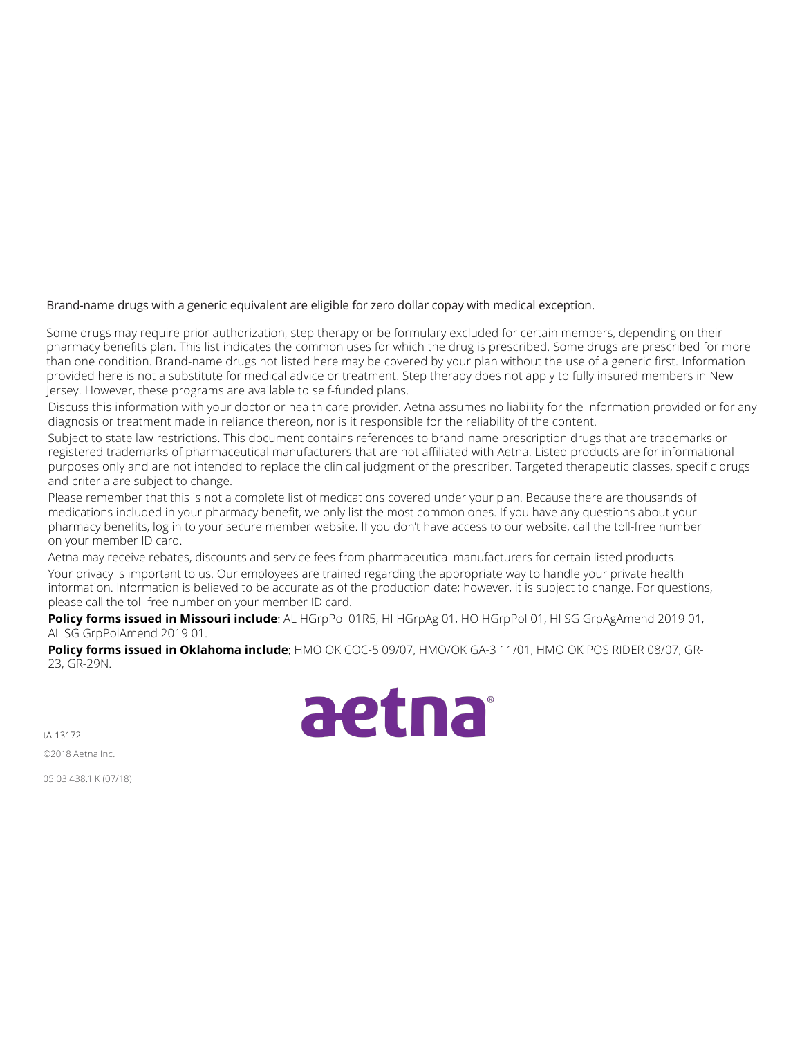Brand-name drugs with a generic equivalent are eligible for zero dollar copay with medical exception.

Some drugs may require prior authorization, step therapy or be formulary excluded for certain members, depending on their pharmacy benefits plan. This list indicates the common uses for which the drug is prescribed. Some drugs are prescribed for more than one condition. Brand-name drugs not listed here may be covered by your plan without the use of a generic first. Information provided here is not a substitute for medical advice or treatment. Step therapy does not apply to fully insured members in New Jersey. However, these programs are available to self-funded plans.

Discuss this information with your doctor or health care provider. Aetna assumes no liability for the information provided or for any diagnosis or treatment made in reliance thereon, nor is it responsible for the reliability of the content.

Subject to state law restrictions. This document contains references to brand-name prescription drugs that are trademarks or registered trademarks of pharmaceutical manufacturers that are not affiliated with Aetna. Listed products are for informational purposes only and are not intended to replace the clinical judgment of the prescriber. Targeted therapeutic classes, specific drugs and criteria are subject to change.

Please remember that this is not a complete list of medications covered under your plan. Because there are thousands of medications included in your pharmacy benefit, we only list the most common ones. If you have any questions about your pharmacy benefits, log in to your secure member website. If you don't have access to our website, call the toll-free number on your member ID card.

Aetna may receive rebates, discounts and service fees from pharmaceutical manufacturers for certain listed products.

Your privacy is important to us. Our employees are trained regarding the appropriate way to handle your private health information. Information is believed to be accurate as of the production date; however, it is subject to change. For questions, please call the toll-free number on your member ID card.

**Policy forms issued in Missouri include**: AL HGrpPol 01R5, HI HGrpAg 01, HO HGrpPol 01, HI SG GrpAgAmend 2019 01, AL SG GrpPolAmend 2019 01.

**Policy forms issued in Oklahoma include**: HMO OK COC-5 09/07, HMO/OK GA-3 11/01, HMO OK POS RIDER 08/07, GR-23, GR-29N.

aetna®

tA-13172

©2018 Aetna Inc.

05.03.438.1 K (07/18)